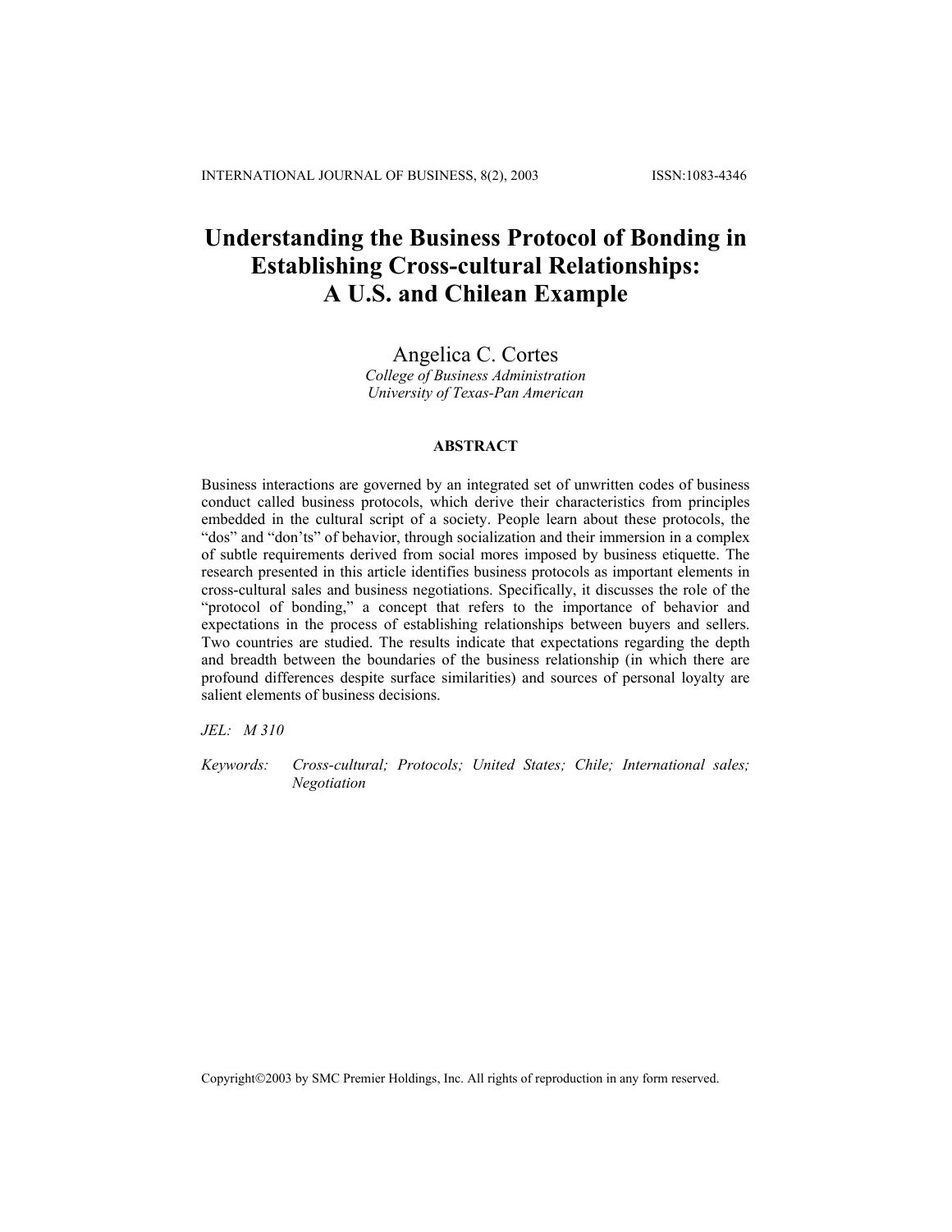# Understanding the Business Protocol of Bonding in Establishing Cross-cultural Relationships: A U.S. and Chilean Example

Angelica C. Cortes  
*College of Business Administration*  
*University of Texas-Pan American*

## ABSTRACT

Business interactions are governed by an integrated set of unwritten codes of business conduct called business protocols, which derive their characteristics from principles embedded in the cultural script of a society. People learn about these protocols, the "dos" and "don'ts" of behavior, through socialization and their immersion in a complex of subtle requirements derived from social mores imposed by business etiquette. The research presented in this article identifies business protocols as important elements in cross-cultural sales and business negotiations. Specifically, it discusses the role of the "protocol of bonding," a concept that refers to the importance of behavior and expectations in the process of establishing relationships between buyers and sellers. Two countries are studied. The results indicate that expectations regarding the depth and breadth between the boundaries of the business relationship (in which there are profound differences despite surface similarities) and sources of personal loyalty are salient elements of business decisions.

*JEL:* *M 310*

*Keywords:* *Cross-cultural; Protocols; United States; Chile; International sales; Negotiation*

Copyright©2003 by SMC Premier Holdings, Inc. All rights of reproduction in any form reserved.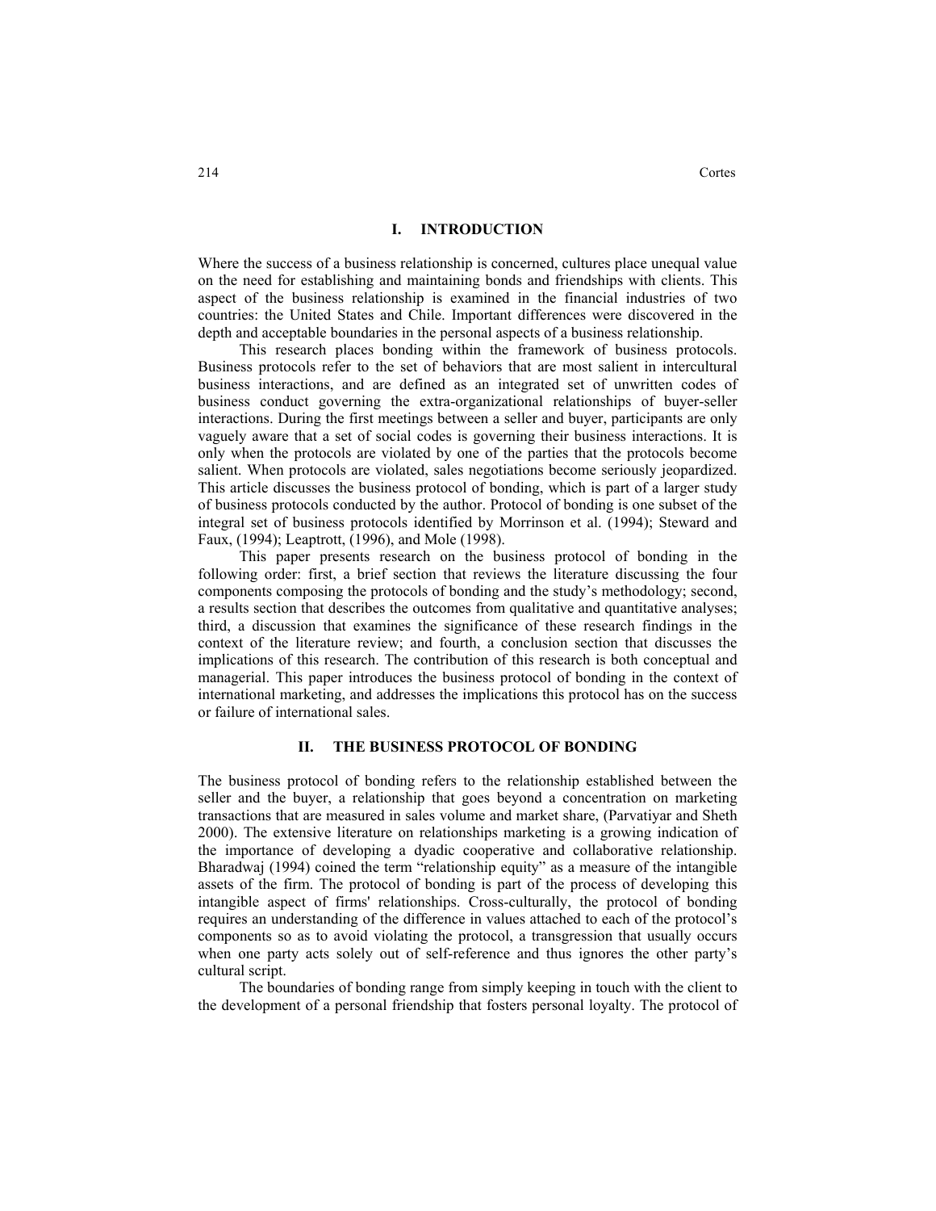## I. INTRODUCTION

Where the success of a business relationship is concerned, cultures place unequal value on the need for establishing and maintaining bonds and friendships with clients. This aspect of the business relationship is examined in the financial industries of two countries: the United States and Chile. Important differences were discovered in the depth and acceptable boundaries in the personal aspects of a business relationship.

This research places bonding within the framework of business protocols. Business protocols refer to the set of behaviors that are most salient in intercultural business interactions, and are defined as an integrated set of unwritten codes of business conduct governing the extra-organizational relationships of buyer-seller interactions. During the first meetings between a seller and buyer, participants are only vaguely aware that a set of social codes is governing their business interactions. It is only when the protocols are violated by one of the parties that the protocols become salient. When protocols are violated, sales negotiations become seriously jeopardized. This article discusses the business protocol of bonding, which is part of a larger study of business protocols conducted by the author. Protocol of bonding is one subset of the integral set of business protocols identified by Morrinson et al. (1994); Steward and Faux, (1994); Leaptrott, (1996), and Mole (1998).

This paper presents research on the business protocol of bonding in the following order: first, a brief section that reviews the literature discussing the four components composing the protocols of bonding and the study's methodology; second, a results section that describes the outcomes from qualitative and quantitative analyses; third, a discussion that examines the significance of these research findings in the context of the literature review; and fourth, a conclusion section that discusses the implications of this research. The contribution of this research is both conceptual and managerial. This paper introduces the business protocol of bonding in the context of international marketing, and addresses the implications this protocol has on the success or failure of international sales.

## II. THE BUSINESS PROTOCOL OF BONDING

The business protocol of bonding refers to the relationship established between the seller and the buyer, a relationship that goes beyond a concentration on marketing transactions that are measured in sales volume and market share, (Parvatiyar and Sheth 2000). The extensive literature on relationships marketing is a growing indication of the importance of developing a dyadic cooperative and collaborative relationship. Bharadwaj (1994) coined the term "relationship equity" as a measure of the intangible assets of the firm. The protocol of bonding is part of the process of developing this intangible aspect of firms' relationships. Cross-culturally, the protocol of bonding requires an understanding of the difference in values attached to each of the protocol's components so as to avoid violating the protocol, a transgression that usually occurs when one party acts solely out of self-reference and thus ignores the other party's cultural script.

The boundaries of bonding range from simply keeping in touch with the client to the development of a personal friendship that fosters personal loyalty. The protocol of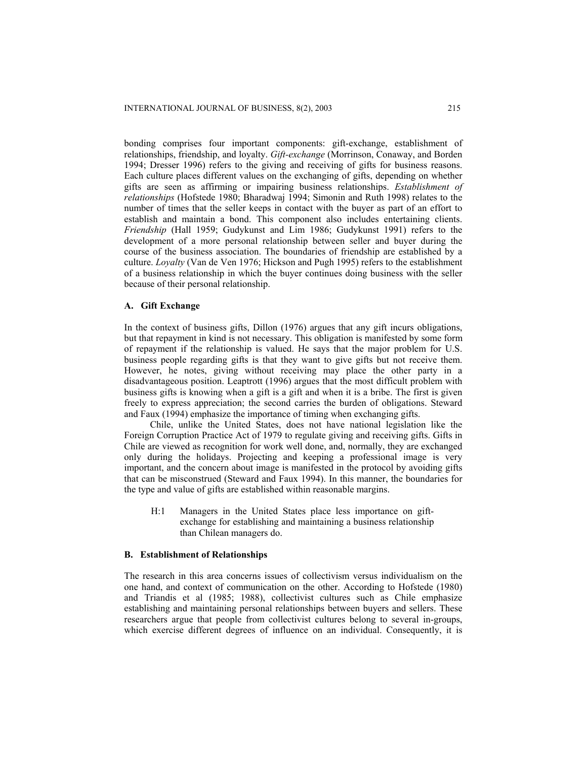bonding comprises four important components: gift-exchange, establishment of relationships, friendship, and loyalty. *Gift-exchange* (Morrinson, Conaway, and Borden 1994; Dresser 1996) refers to the giving and receiving of gifts for business reasons. Each culture places different values on the exchanging of gifts, depending on whether gifts are seen as affirming or impairing business relationships. *Establishment of relationships* (Hofstede 1980; Bharadwaj 1994; Simonin and Ruth 1998) relates to the number of times that the seller keeps in contact with the buyer as part of an effort to establish and maintain a bond. This component also includes entertaining clients. *Friendship* (Hall 1959; Gudykunst and Lim 1986; Gudykunst 1991) refers to the development of a more personal relationship between seller and buyer during the course of the business association. The boundaries of friendship are established by a culture. *Loyalty* (Van de Ven 1976; Hickson and Pugh 1995) refers to the establishment of a business relationship in which the buyer continues doing business with the seller because of their personal relationship.

### A. Gift Exchange

In the context of business gifts, Dillon (1976) argues that any gift incurs obligations, but that repayment in kind is not necessary. This obligation is manifested by some form of repayment if the relationship is valued. He says that the major problem for U.S. business people regarding gifts is that they want to give gifts but not receive them. However, he notes, giving without receiving may place the other party in a disadvantageous position. Leaptrott (1996) argues that the most difficult problem with business gifts is knowing when a gift is a gift and when it is a bribe. The first is given freely to express appreciation; the second carries the burden of obligations. Steward and Faux (1994) emphasize the importance of timing when exchanging gifts.

Chile, unlike the United States, does not have national legislation like the Foreign Corruption Practice Act of 1979 to regulate giving and receiving gifts. Gifts in Chile are viewed as recognition for work well done, and, normally, they are exchanged only during the holidays. Projecting and keeping a professional image is very important, and the concern about image is manifested in the protocol by avoiding gifts that can be misconstrued (Steward and Faux 1994). In this manner, the boundaries for the type and value of gifts are established within reasonable margins.

> H:1 Managers in the United States place less importance on gift-exchange for establishing and maintaining a business relationship than Chilean managers do.

### B. Establishment of Relationships

The research in this area concerns issues of collectivism versus individualism on the one hand, and context of communication on the other. According to Hofstede (1980) and Triandis et al (1985; 1988), collectivist cultures such as Chile emphasize establishing and maintaining personal relationships between buyers and sellers. These researchers argue that people from collectivist cultures belong to several in-groups, which exercise different degrees of influence on an individual. Consequently, it is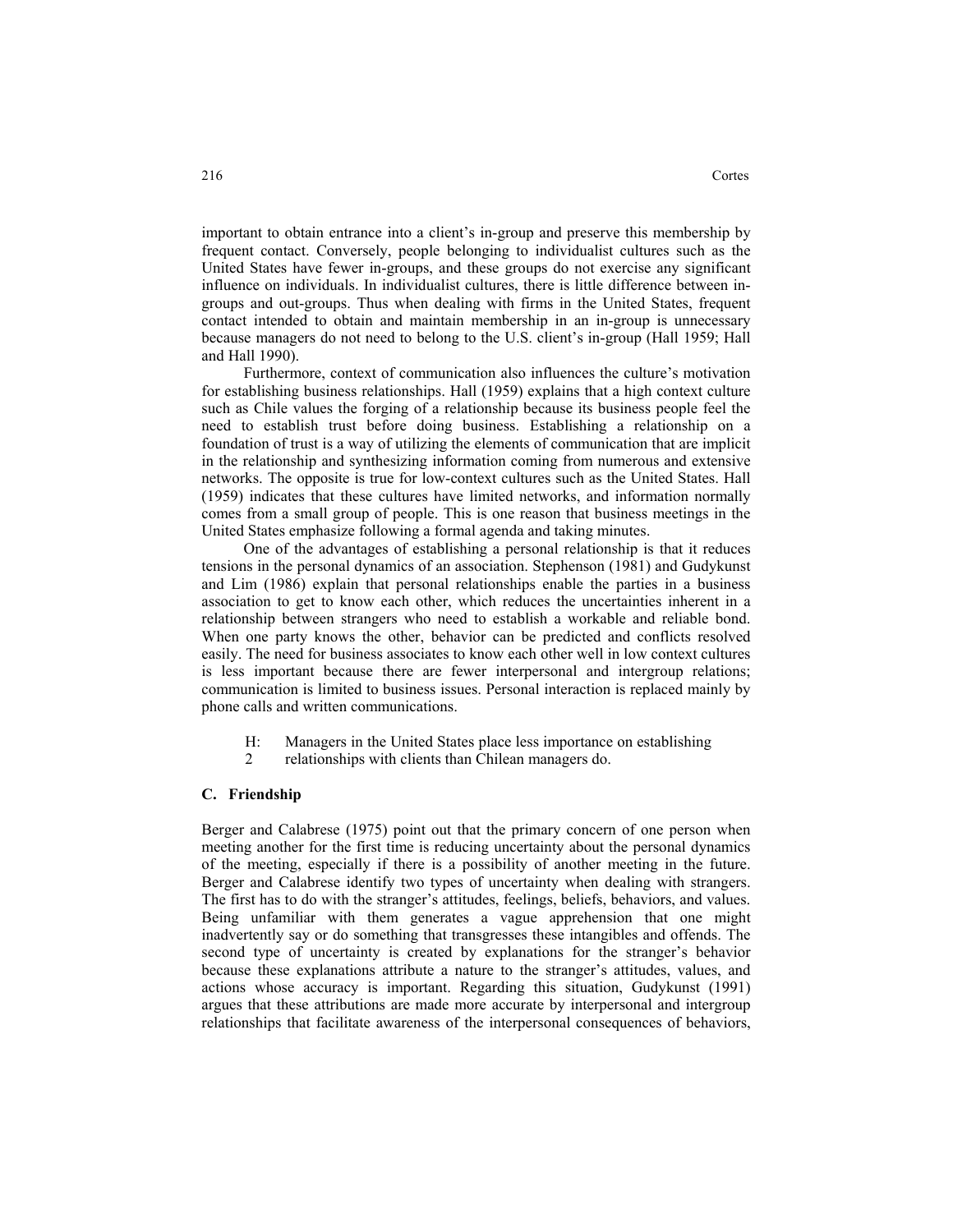important to obtain entrance into a client's in-group and preserve this membership by frequent contact. Conversely, people belonging to individualist cultures such as the United States have fewer in-groups, and these groups do not exercise any significant influence on individuals. In individualist cultures, there is little difference between in-groups and out-groups. Thus when dealing with firms in the United States, frequent contact intended to obtain and maintain membership in an in-group is unnecessary because managers do not need to belong to the U.S. client's in-group (Hall 1959; Hall and Hall 1990).

Furthermore, context of communication also influences the culture's motivation for establishing business relationships. Hall (1959) explains that a high context culture such as Chile values the forging of a relationship because its business people feel the need to establish trust before doing business. Establishing a relationship on a foundation of trust is a way of utilizing the elements of communication that are implicit in the relationship and synthesizing information coming from numerous and extensive networks. The opposite is true for low-context cultures such as the United States. Hall (1959) indicates that these cultures have limited networks, and information normally comes from a small group of people. This is one reason that business meetings in the United States emphasize following a formal agenda and taking minutes.

One of the advantages of establishing a personal relationship is that it reduces tensions in the personal dynamics of an association. Stephenson (1981) and Gudykunst and Lim (1986) explain that personal relationships enable the parties in a business association to get to know each other, which reduces the uncertainties inherent in a relationship between strangers who need to establish a workable and reliable bond. When one party knows the other, behavior can be predicted and conflicts resolved easily. The need for business associates to know each other well in low context cultures is less important because there are fewer interpersonal and intergroup relations; communication is limited to business issues. Personal interaction is replaced mainly by phone calls and written communications.

H: Managers in the United States place less importance on establishing
2 relationships with clients than Chilean managers do.

### C. Friendship

Berger and Calabrese (1975) point out that the primary concern of one person when meeting another for the first time is reducing uncertainty about the personal dynamics of the meeting, especially if there is a possibility of another meeting in the future. Berger and Calabrese identify two types of uncertainty when dealing with strangers. The first has to do with the stranger's attitudes, feelings, beliefs, behaviors, and values. Being unfamiliar with them generates a vague apprehension that one might inadvertently say or do something that transgresses these intangibles and offends. The second type of uncertainty is created by explanations for the stranger's behavior because these explanations attribute a nature to the stranger's attitudes, values, and actions whose accuracy is important. Regarding this situation, Gudykunst (1991) argues that these attributions are made more accurate by interpersonal and intergroup relationships that facilitate awareness of the interpersonal consequences of behaviors,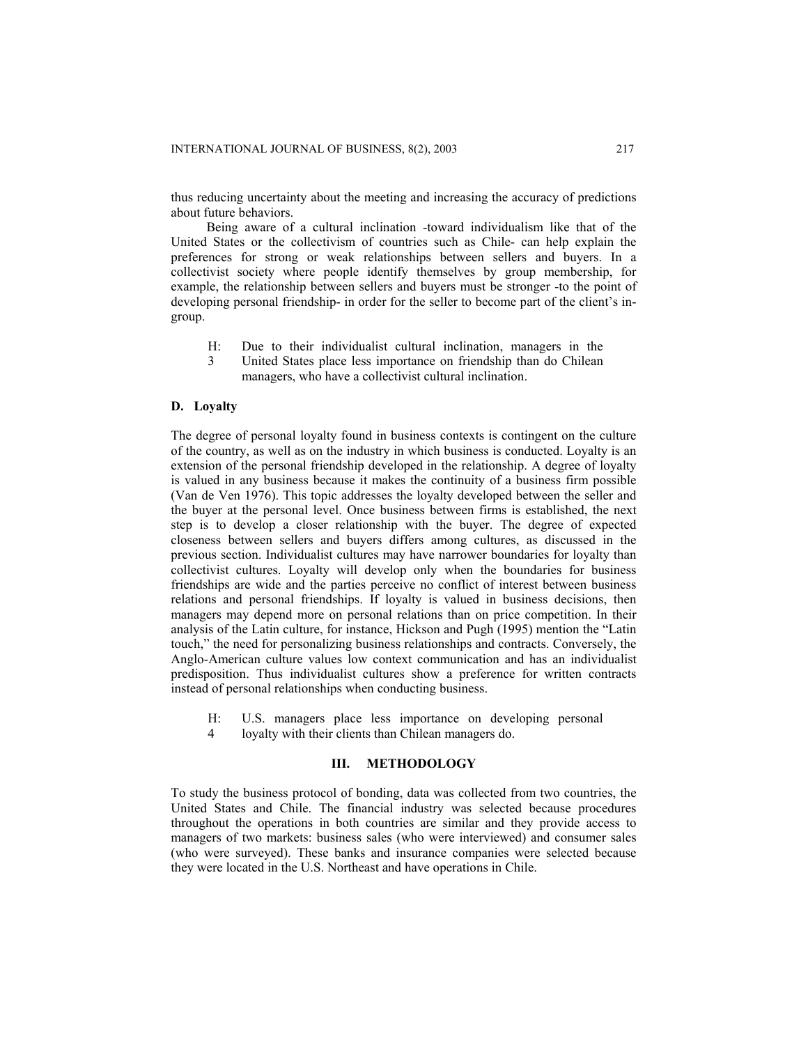thus reducing uncertainty about the meeting and increasing the accuracy of predictions about future behaviors.

Being aware of a cultural inclination -toward individualism like that of the United States or the collectivism of countries such as Chile- can help explain the preferences for strong or weak relationships between sellers and buyers. In a collectivist society where people identify themselves by group membership, for example, the relationship between sellers and buyers must be stronger -to the point of developing personal friendship- in order for the seller to become part of the client's in-group.

H3: Due to their individualist cultural inclination, managers in the United States place less importance on friendship than do Chilean managers, who have a collectivist cultural inclination.

### D. Loyalty

The degree of personal loyalty found in business contexts is contingent on the culture of the country, as well as on the industry in which business is conducted. Loyalty is an extension of the personal friendship developed in the relationship. A degree of loyalty is valued in any business because it makes the continuity of a business firm possible (Van de Ven 1976). This topic addresses the loyalty developed between the seller and the buyer at the personal level. Once business between firms is established, the next step is to develop a closer relationship with the buyer. The degree of expected closeness between sellers and buyers differs among cultures, as discussed in the previous section. Individualist cultures may have narrower boundaries for loyalty than collectivist cultures. Loyalty will develop only when the boundaries for business friendships are wide and the parties perceive no conflict of interest between business relations and personal friendships. If loyalty is valued in business decisions, then managers may depend more on personal relations than on price competition. In their analysis of the Latin culture, for instance, Hickson and Pugh (1995) mention the "Latin touch," the need for personalizing business relationships and contracts. Conversely, the Anglo-American culture values low context communication and has an individualist predisposition. Thus individualist cultures show a preference for written contracts instead of personal relationships when conducting business.

H4: U.S. managers place less importance on developing personal loyalty with their clients than Chilean managers do.

## III. METHODOLOGY

To study the business protocol of bonding, data was collected from two countries, the United States and Chile. The financial industry was selected because procedures throughout the operations in both countries are similar and they provide access to managers of two markets: business sales (who were interviewed) and consumer sales (who were surveyed). These banks and insurance companies were selected because they were located in the U.S. Northeast and have operations in Chile.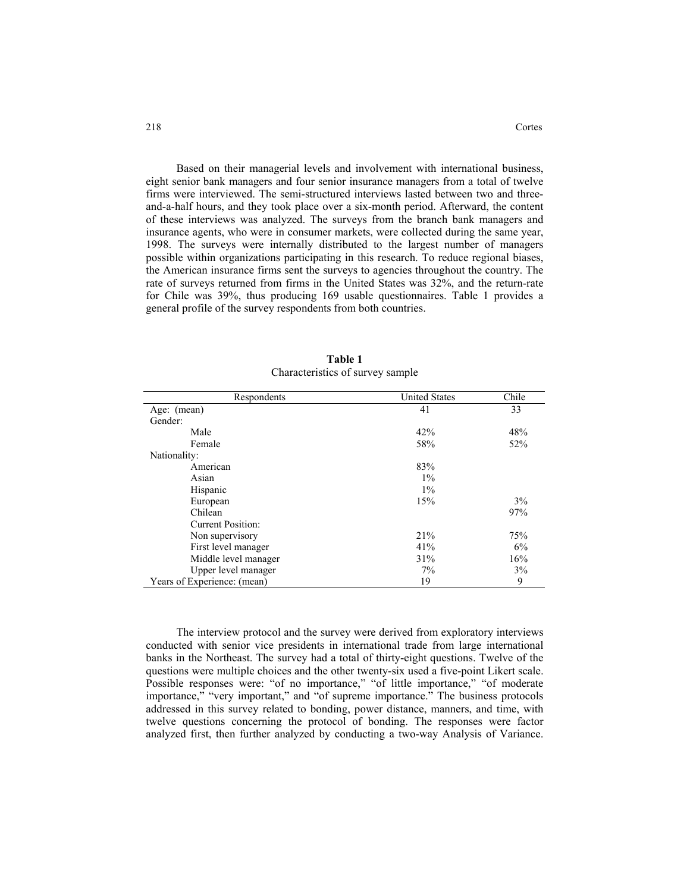Based on their managerial levels and involvement with international business, eight senior bank managers and four senior insurance managers from a total of twelve firms were interviewed. The semi-structured interviews lasted between two and three-and-a-half hours, and they took place over a six-month period. Afterward, the content of these interviews was analyzed. The surveys from the branch bank managers and insurance agents, who were in consumer markets, were collected during the same year, 1998. The surveys were internally distributed to the largest number of managers possible within organizations participating in this research. To reduce regional biases, the American insurance firms sent the surveys to agencies throughout the country. The rate of surveys returned from firms in the United States was 32%, and the return-rate for Chile was 39%, thus producing 169 usable questionnaires. Table 1 provides a general profile of the survey respondents from both countries.

**Table 1**
Characteristics of survey sample

| Respondents | United States | Chile |
|---|---|---|
| Age: (mean) | 41 | 33 |
| Gender: | | |
| Male | 42% | 48% |
| Female | 58% | 52% |
| Nationality: | | |
| American | 83% | |
| Asian | 1% | |
| Hispanic | 1% | |
| European | 15% | 3% |
| Chilean | | 97% |
| Current Position: | | |
| Non supervisory | 21% | 75% |
| First level manager | 41% | 6% |
| Middle level manager | 31% | 16% |
| Upper level manager | 7% | 3% |
| Years of Experience: (mean) | 19 | 9 |

The interview protocol and the survey were derived from exploratory interviews conducted with senior vice presidents in international trade from large international banks in the Northeast. The survey had a total of thirty-eight questions. Twelve of the questions were multiple choices and the other twenty-six used a five-point Likert scale. Possible responses were: "of no importance," "of little importance," "of moderate importance," "very important," and "of supreme importance." The business protocols addressed in this survey related to bonding, power distance, manners, and time, with twelve questions concerning the protocol of bonding. The responses were factor analyzed first, then further analyzed by conducting a two-way Analysis of Variance.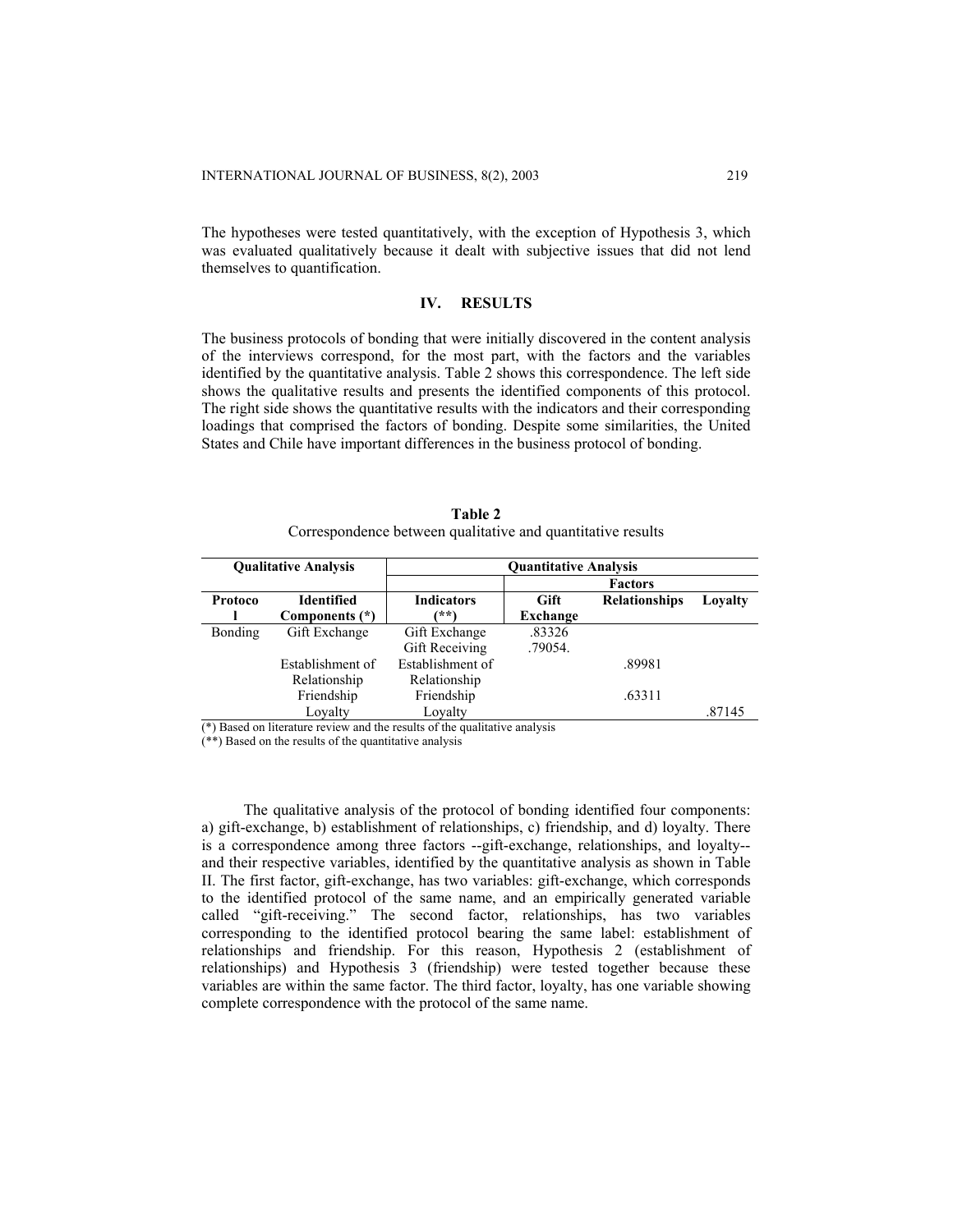The hypotheses were tested quantitatively, with the exception of Hypothesis 3, which was evaluated qualitatively because it dealt with subjective issues that did not lend themselves to quantification.

## IV. RESULTS

The business protocols of bonding that were initially discovered in the content analysis of the interviews correspond, for the most part, with the factors and the variables identified by the quantitative analysis. Table 2 shows this correspondence. The left side shows the qualitative results and presents the identified components of this protocol. The right side shows the quantitative results with the indicators and their corresponding loadings that comprised the factors of bonding. Despite some similarities, the United States and Chile have important differences in the business protocol of bonding.

**Table 2**
Correspondence between qualitative and quantitative results

| Qualitative Analysis | | Quantitative Analysis | | | |
|---|---|---|---|---|---|
| | | | Factors | | |
| **Protocol** | **Identified Components (*)** | **Indicators (**)** | **Gift Exchange** | **Relationships** | **Loyalty** |
| Bonding | Gift Exchange | Gift Exchange | .83326 | | |
| | | Gift Receiving | .79054. | | |
| | Establishment of Relationship | Establishment of Relationship | | .89981 | |
| | Friendship | Friendship | | .63311 | |
| | Loyalty | Loyalty | | | .87145 |

(*) Based on literature review and the results of the qualitative analysis
(**) Based on the results of the quantitative analysis

The qualitative analysis of the protocol of bonding identified four components: a) gift-exchange, b) establishment of relationships, c) friendship, and d) loyalty. There is a correspondence among three factors --gift-exchange, relationships, and loyalty-- and their respective variables, identified by the quantitative analysis as shown in Table II. The first factor, gift-exchange, has two variables: gift-exchange, which corresponds to the identified protocol of the same name, and an empirically generated variable called "gift-receiving." The second factor, relationships, has two variables corresponding to the identified protocol bearing the same label: establishment of relationships and friendship. For this reason, Hypothesis 2 (establishment of relationships) and Hypothesis 3 (friendship) were tested together because these variables are within the same factor. The third factor, loyalty, has one variable showing complete correspondence with the protocol of the same name.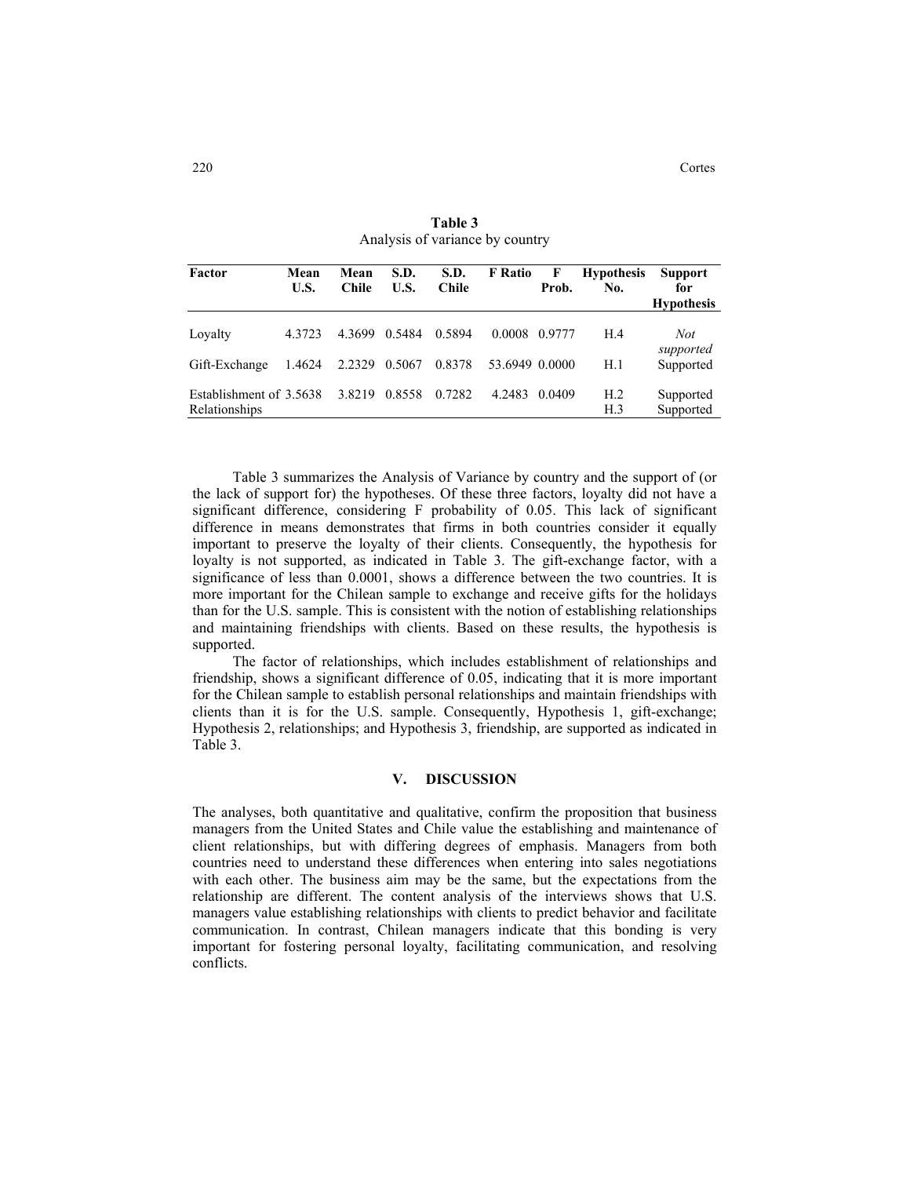**Table 3**
Analysis of variance by country

| Factor | Mean U.S. | Mean Chile | S.D. U.S. | S.D. Chile | F Ratio | F Prob. | Hypothesis No. | Support for Hypothesis |
|---|---|---|---|---|---|---|---|---|
| Loyalty | 4.3723 | 4.3699 | 0.5484 | 0.5894 | 0.0008 | 0.9777 | H.4 | *Not supported* |
| Gift-Exchange | 1.4624 | 2.2329 | 0.5067 | 0.8378 | 53.6949 | 0.0000 | H.1 | Supported |
| Establishment of Relationships | 3.5638 | 3.8219 | 0.8558 | 0.7282 | 4.2483 | 0.0409 | H.2<br>H.3 | Supported<br>Supported |

Table 3 summarizes the Analysis of Variance by country and the support of (or the lack of support for) the hypotheses. Of these three factors, loyalty did not have a significant difference, considering F probability of 0.05. This lack of significant difference in means demonstrates that firms in both countries consider it equally important to preserve the loyalty of their clients. Consequently, the hypothesis for loyalty is not supported, as indicated in Table 3. The gift-exchange factor, with a significance of less than 0.0001, shows a difference between the two countries. It is more important for the Chilean sample to exchange and receive gifts for the holidays than for the U.S. sample. This is consistent with the notion of establishing relationships and maintaining friendships with clients. Based on these results, the hypothesis is supported.

The factor of relationships, which includes establishment of relationships and friendship, shows a significant difference of 0.05, indicating that it is more important for the Chilean sample to establish personal relationships and maintain friendships with clients than it is for the U.S. sample. Consequently, Hypothesis 1, gift-exchange; Hypothesis 2, relationships; and Hypothesis 3, friendship, are supported as indicated in Table 3.

## V. DISCUSSION

The analyses, both quantitative and qualitative, confirm the proposition that business managers from the United States and Chile value the establishing and maintenance of client relationships, but with differing degrees of emphasis. Managers from both countries need to understand these differences when entering into sales negotiations with each other. The business aim may be the same, but the expectations from the relationship are different. The content analysis of the interviews shows that U.S. managers value establishing relationships with clients to predict behavior and facilitate communication. In contrast, Chilean managers indicate that this bonding is very important for fostering personal loyalty, facilitating communication, and resolving conflicts.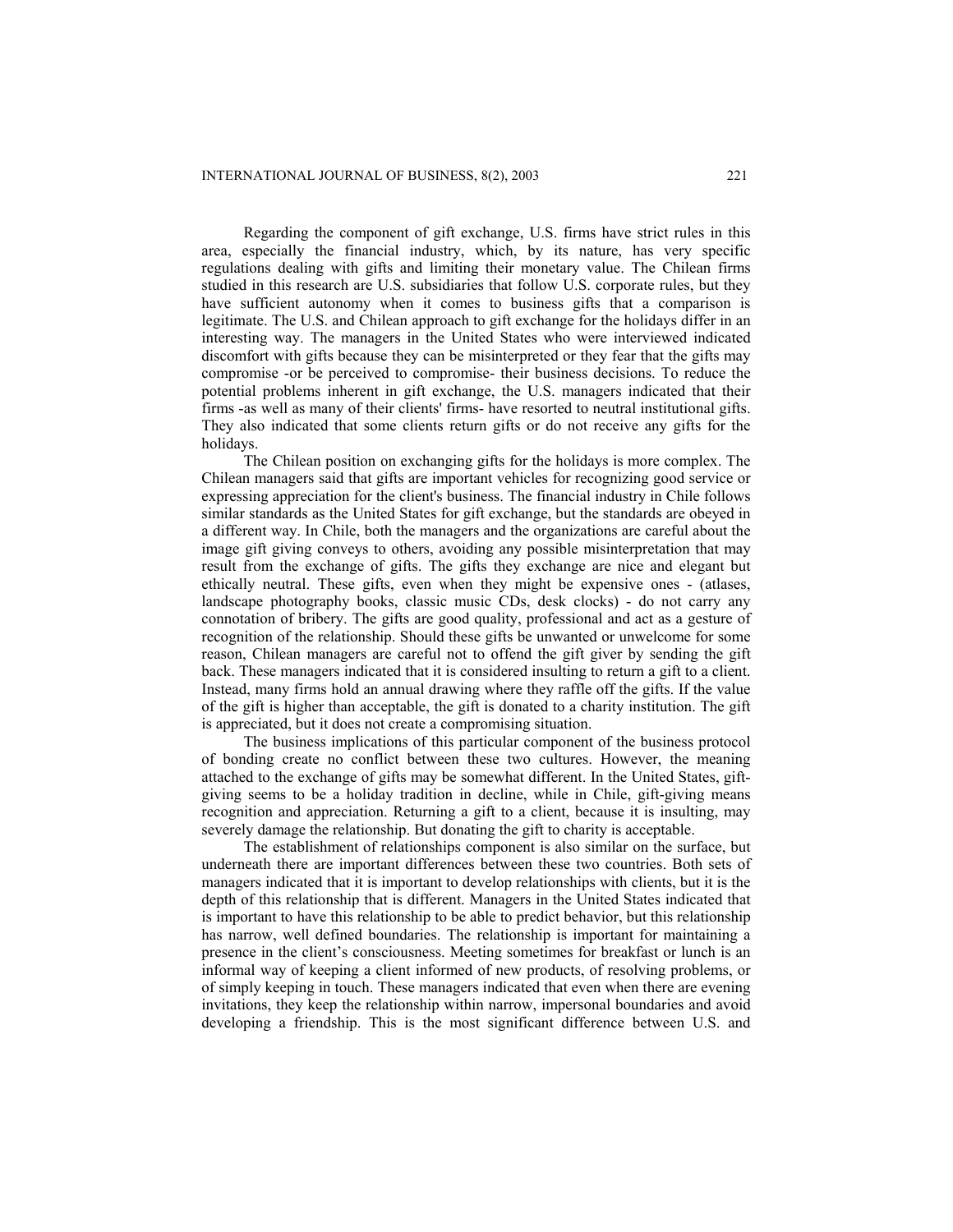Regarding the component of gift exchange, U.S. firms have strict rules in this area, especially the financial industry, which, by its nature, has very specific regulations dealing with gifts and limiting their monetary value. The Chilean firms studied in this research are U.S. subsidiaries that follow U.S. corporate rules, but they have sufficient autonomy when it comes to business gifts that a comparison is legitimate. The U.S. and Chilean approach to gift exchange for the holidays differ in an interesting way. The managers in the United States who were interviewed indicated discomfort with gifts because they can be misinterpreted or they fear that the gifts may compromise -or be perceived to compromise- their business decisions. To reduce the potential problems inherent in gift exchange, the U.S. managers indicated that their firms -as well as many of their clients' firms- have resorted to neutral institutional gifts. They also indicated that some clients return gifts or do not receive any gifts for the holidays.

The Chilean position on exchanging gifts for the holidays is more complex. The Chilean managers said that gifts are important vehicles for recognizing good service or expressing appreciation for the client's business. The financial industry in Chile follows similar standards as the United States for gift exchange, but the standards are obeyed in a different way. In Chile, both the managers and the organizations are careful about the image gift giving conveys to others, avoiding any possible misinterpretation that may result from the exchange of gifts. The gifts they exchange are nice and elegant but ethically neutral. These gifts, even when they might be expensive ones - (atlases, landscape photography books, classic music CDs, desk clocks) - do not carry any connotation of bribery. The gifts are good quality, professional and act as a gesture of recognition of the relationship. Should these gifts be unwanted or unwelcome for some reason, Chilean managers are careful not to offend the gift giver by sending the gift back. These managers indicated that it is considered insulting to return a gift to a client. Instead, many firms hold an annual drawing where they raffle off the gifts. If the value of the gift is higher than acceptable, the gift is donated to a charity institution. The gift is appreciated, but it does not create a compromising situation.

The business implications of this particular component of the business protocol of bonding create no conflict between these two cultures. However, the meaning attached to the exchange of gifts may be somewhat different. In the United States, gift-giving seems to be a holiday tradition in decline, while in Chile, gift-giving means recognition and appreciation. Returning a gift to a client, because it is insulting, may severely damage the relationship. But donating the gift to charity is acceptable.

The establishment of relationships component is also similar on the surface, but underneath there are important differences between these two countries. Both sets of managers indicated that it is important to develop relationships with clients, but it is the depth of this relationship that is different. Managers in the United States indicated that is important to have this relationship to be able to predict behavior, but this relationship has narrow, well defined boundaries. The relationship is important for maintaining a presence in the client's consciousness. Meeting sometimes for breakfast or lunch is an informal way of keeping a client informed of new products, of resolving problems, or of simply keeping in touch. These managers indicated that even when there are evening invitations, they keep the relationship within narrow, impersonal boundaries and avoid developing a friendship. This is the most significant difference between U.S. and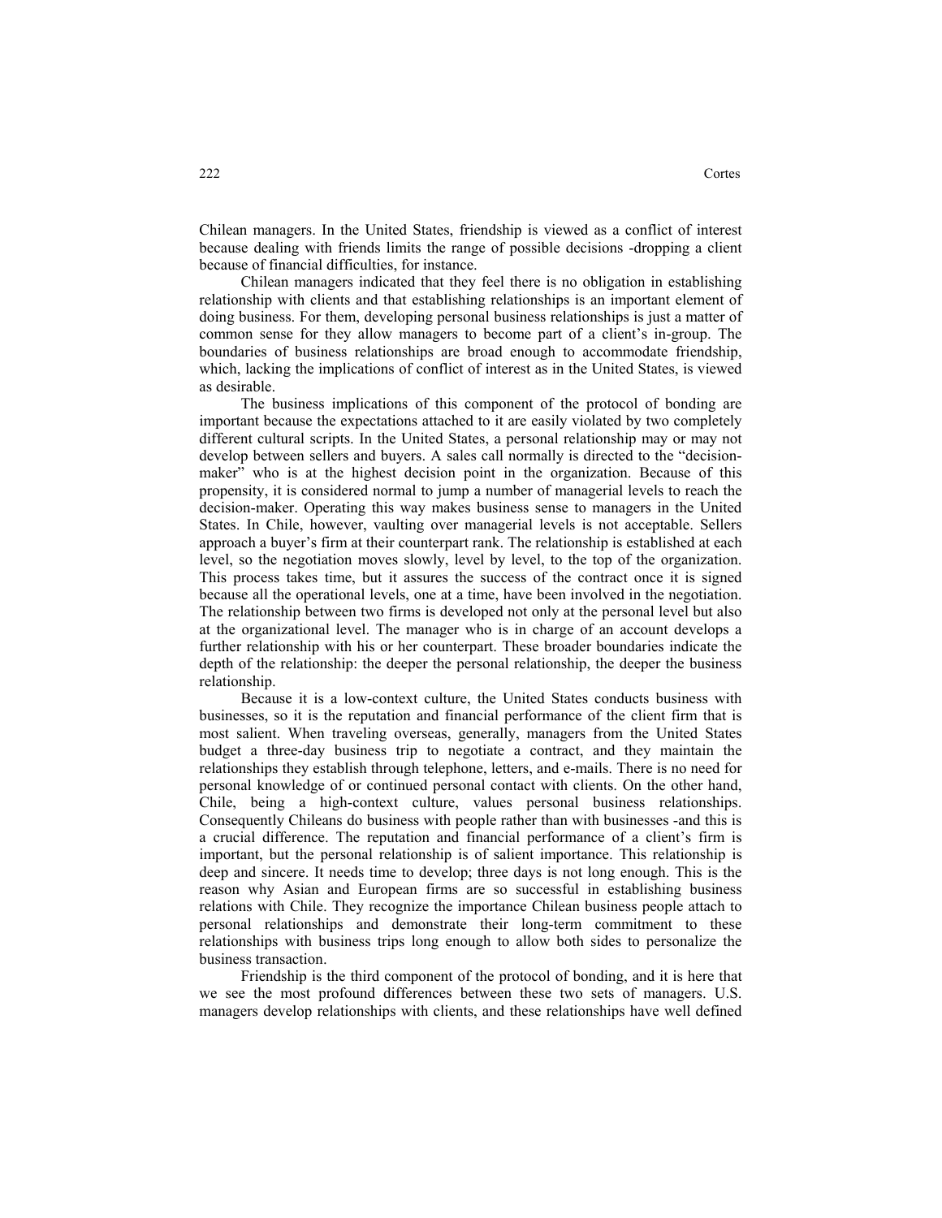Chilean managers. In the United States, friendship is viewed as a conflict of interest because dealing with friends limits the range of possible decisions -dropping a client because of financial difficulties, for instance.

Chilean managers indicated that they feel there is no obligation in establishing relationship with clients and that establishing relationships is an important element of doing business. For them, developing personal business relationships is just a matter of common sense for they allow managers to become part of a client's in-group. The boundaries of business relationships are broad enough to accommodate friendship, which, lacking the implications of conflict of interest as in the United States, is viewed as desirable.

The business implications of this component of the protocol of bonding are important because the expectations attached to it are easily violated by two completely different cultural scripts. In the United States, a personal relationship may or may not develop between sellers and buyers. A sales call normally is directed to the "decision-maker" who is at the highest decision point in the organization. Because of this propensity, it is considered normal to jump a number of managerial levels to reach the decision-maker. Operating this way makes business sense to managers in the United States. In Chile, however, vaulting over managerial levels is not acceptable. Sellers approach a buyer's firm at their counterpart rank. The relationship is established at each level, so the negotiation moves slowly, level by level, to the top of the organization. This process takes time, but it assures the success of the contract once it is signed because all the operational levels, one at a time, have been involved in the negotiation. The relationship between two firms is developed not only at the personal level but also at the organizational level. The manager who is in charge of an account develops a further relationship with his or her counterpart. These broader boundaries indicate the depth of the relationship: the deeper the personal relationship, the deeper the business relationship.

Because it is a low-context culture, the United States conducts business with businesses, so it is the reputation and financial performance of the client firm that is most salient. When traveling overseas, generally, managers from the United States budget a three-day business trip to negotiate a contract, and they maintain the relationships they establish through telephone, letters, and e-mails. There is no need for personal knowledge of or continued personal contact with clients. On the other hand, Chile, being a high-context culture, values personal business relationships. Consequently Chileans do business with people rather than with businesses -and this is a crucial difference. The reputation and financial performance of a client's firm is important, but the personal relationship is of salient importance. This relationship is deep and sincere. It needs time to develop; three days is not long enough. This is the reason why Asian and European firms are so successful in establishing business relations with Chile. They recognize the importance Chilean business people attach to personal relationships and demonstrate their long-term commitment to these relationships with business trips long enough to allow both sides to personalize the business transaction.

Friendship is the third component of the protocol of bonding, and it is here that we see the most profound differences between these two sets of managers. U.S. managers develop relationships with clients, and these relationships have well defined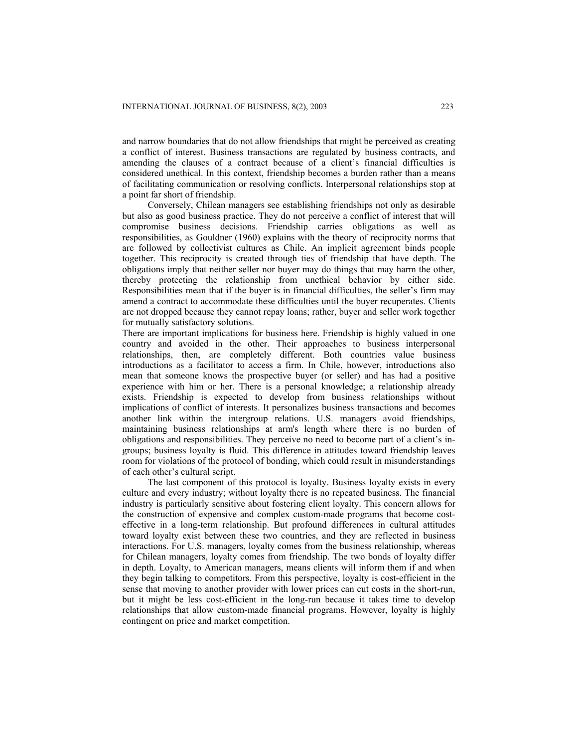and narrow boundaries that do not allow friendships that might be perceived as creating a conflict of interest. Business transactions are regulated by business contracts, and amending the clauses of a contract because of a client's financial difficulties is considered unethical. In this context, friendship becomes a burden rather than a means of facilitating communication or resolving conflicts. Interpersonal relationships stop at a point far short of friendship.

Conversely, Chilean managers see establishing friendships not only as desirable but also as good business practice. They do not perceive a conflict of interest that will compromise business decisions. Friendship carries obligations as well as responsibilities, as Gouldner (1960) explains with the theory of reciprocity norms that are followed by collectivist cultures as Chile. An implicit agreement binds people together. This reciprocity is created through ties of friendship that have depth. The obligations imply that neither seller nor buyer may do things that may harm the other, thereby protecting the relationship from unethical behavior by either side. Responsibilities mean that if the buyer is in financial difficulties, the seller's firm may amend a contract to accommodate these difficulties until the buyer recuperates. Clients are not dropped because they cannot repay loans; rather, buyer and seller work together for mutually satisfactory solutions.

There are important implications for business here. Friendship is highly valued in one country and avoided in the other. Their approaches to business interpersonal relationships, then, are completely different. Both countries value business introductions as a facilitator to access a firm. In Chile, however, introductions also mean that someone knows the prospective buyer (or seller) and has had a positive experience with him or her. There is a personal knowledge; a relationship already exists. Friendship is expected to develop from business relationships without implications of conflict of interests. It personalizes business transactions and becomes another link within the intergroup relations. U.S. managers avoid friendships, maintaining business relationships at arm's length where there is no burden of obligations and responsibilities. They perceive no need to become part of a client's in-groups; business loyalty is fluid. This difference in attitudes toward friendship leaves room for violations of the protocol of bonding, which could result in misunderstandings of each other's cultural script.

The last component of this protocol is loyalty. Business loyalty exists in every culture and every industry; without loyalty there is no repeated business. The financial industry is particularly sensitive about fostering client loyalty. This concern allows for the construction of expensive and complex custom-made programs that become cost-effective in a long-term relationship. But profound differences in cultural attitudes toward loyalty exist between these two countries, and they are reflected in business interactions. For U.S. managers, loyalty comes from the business relationship, whereas for Chilean managers, loyalty comes from friendship. The two bonds of loyalty differ in depth. Loyalty, to American managers, means clients will inform them if and when they begin talking to competitors. From this perspective, loyalty is cost-efficient in the sense that moving to another provider with lower prices can cut costs in the short-run, but it might be less cost-efficient in the long-run because it takes time to develop relationships that allow custom-made financial programs. However, loyalty is highly contingent on price and market competition.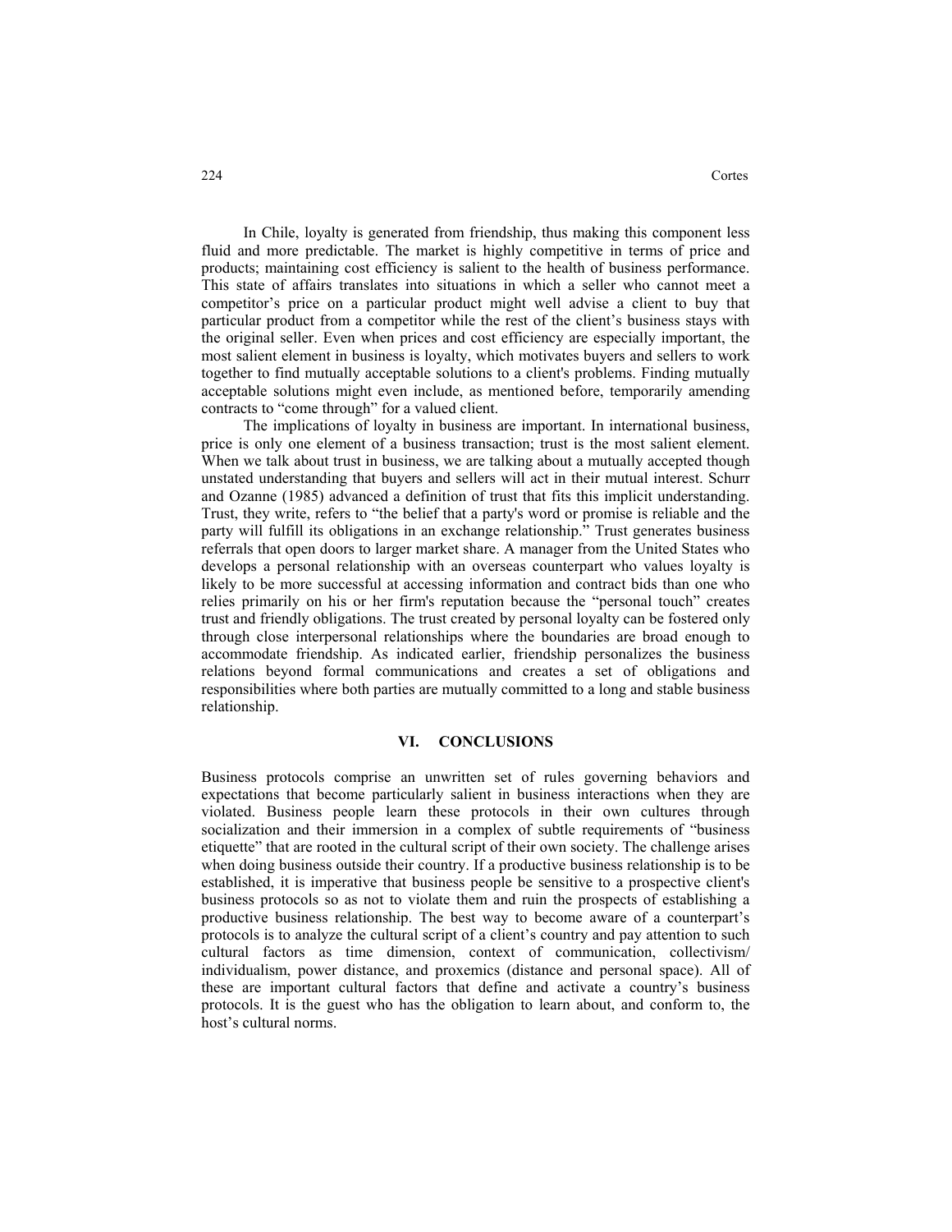In Chile, loyalty is generated from friendship, thus making this component less fluid and more predictable. The market is highly competitive in terms of price and products; maintaining cost efficiency is salient to the health of business performance. This state of affairs translates into situations in which a seller who cannot meet a competitor's price on a particular product might well advise a client to buy that particular product from a competitor while the rest of the client's business stays with the original seller. Even when prices and cost efficiency are especially important, the most salient element in business is loyalty, which motivates buyers and sellers to work together to find mutually acceptable solutions to a client's problems. Finding mutually acceptable solutions might even include, as mentioned before, temporarily amending contracts to "come through" for a valued client.

The implications of loyalty in business are important. In international business, price is only one element of a business transaction; trust is the most salient element. When we talk about trust in business, we are talking about a mutually accepted though unstated understanding that buyers and sellers will act in their mutual interest. Schurr and Ozanne (1985) advanced a definition of trust that fits this implicit understanding. Trust, they write, refers to "the belief that a party's word or promise is reliable and the party will fulfill its obligations in an exchange relationship." Trust generates business referrals that open doors to larger market share. A manager from the United States who develops a personal relationship with an overseas counterpart who values loyalty is likely to be more successful at accessing information and contract bids than one who relies primarily on his or her firm's reputation because the "personal touch" creates trust and friendly obligations. The trust created by personal loyalty can be fostered only through close interpersonal relationships where the boundaries are broad enough to accommodate friendship. As indicated earlier, friendship personalizes the business relations beyond formal communications and creates a set of obligations and responsibilities where both parties are mutually committed to a long and stable business relationship.

## VI. CONCLUSIONS

Business protocols comprise an unwritten set of rules governing behaviors and expectations that become particularly salient in business interactions when they are violated. Business people learn these protocols in their own cultures through socialization and their immersion in a complex of subtle requirements of "business etiquette" that are rooted in the cultural script of their own society. The challenge arises when doing business outside their country. If a productive business relationship is to be established, it is imperative that business people be sensitive to a prospective client's business protocols so as not to violate them and ruin the prospects of establishing a productive business relationship. The best way to become aware of a counterpart's protocols is to analyze the cultural script of a client's country and pay attention to such cultural factors as time dimension, context of communication, collectivism/ individualism, power distance, and proxemics (distance and personal space). All of these are important cultural factors that define and activate a country's business protocols. It is the guest who has the obligation to learn about, and conform to, the host's cultural norms.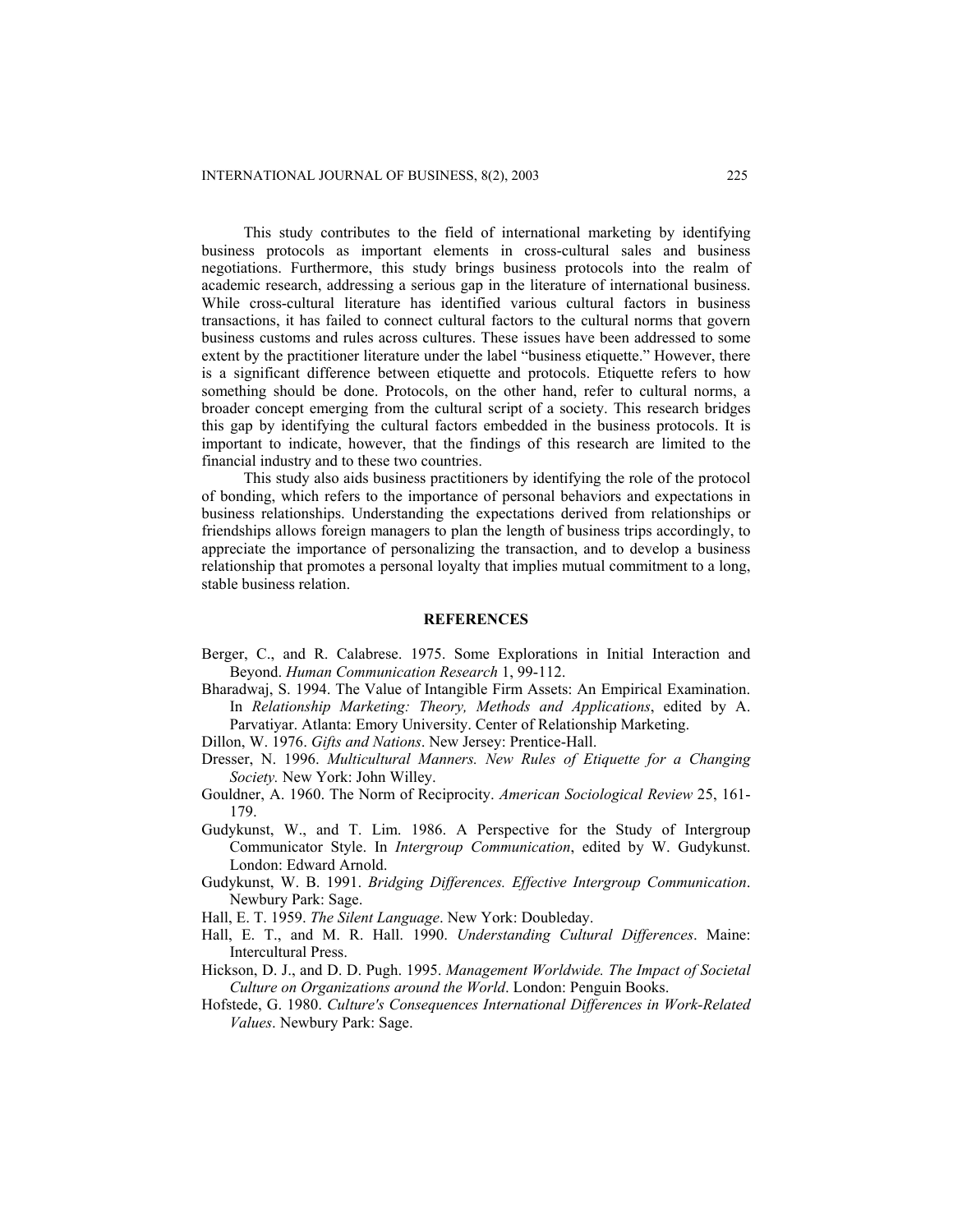This study contributes to the field of international marketing by identifying business protocols as important elements in cross-cultural sales and business negotiations. Furthermore, this study brings business protocols into the realm of academic research, addressing a serious gap in the literature of international business. While cross-cultural literature has identified various cultural factors in business transactions, it has failed to connect cultural factors to the cultural norms that govern business customs and rules across cultures. These issues have been addressed to some extent by the practitioner literature under the label "business etiquette." However, there is a significant difference between etiquette and protocols. Etiquette refers to how something should be done. Protocols, on the other hand, refer to cultural norms, a broader concept emerging from the cultural script of a society. This research bridges this gap by identifying the cultural factors embedded in the business protocols. It is important to indicate, however, that the findings of this research are limited to the financial industry and to these two countries.

This study also aids business practitioners by identifying the role of the protocol of bonding, which refers to the importance of personal behaviors and expectations in business relationships. Understanding the expectations derived from relationships or friendships allows foreign managers to plan the length of business trips accordingly, to appreciate the importance of personalizing the transaction, and to develop a business relationship that promotes a personal loyalty that implies mutual commitment to a long, stable business relation.

## REFERENCES

Berger, C., and R. Calabrese. 1975. Some Explorations in Initial Interaction and Beyond. *Human Communication Research* 1, 99-112.

Bharadwaj, S. 1994. The Value of Intangible Firm Assets: An Empirical Examination. In *Relationship Marketing: Theory, Methods and Applications*, edited by A. Parvatiyar. Atlanta: Emory University. Center of Relationship Marketing.

Dillon, W. 1976. *Gifts and Nations*. New Jersey: Prentice-Hall.

Dresser, N. 1996. *Multicultural Manners. New Rules of Etiquette for a Changing Society.* New York: John Willey.

Gouldner, A. 1960. The Norm of Reciprocity. *American Sociological Review* 25, 161-179.

Gudykunst, W., and T. Lim. 1986. A Perspective for the Study of Intergroup Communicator Style. In *Intergroup Communication*, edited by W. Gudykunst. London: Edward Arnold.

Gudykunst, W. B. 1991. *Bridging Differences. Effective Intergroup Communication*. Newbury Park: Sage.

Hall, E. T. 1959. *The Silent Language*. New York: Doubleday.

Hall, E. T., and M. R. Hall. 1990. *Understanding Cultural Differences*. Maine: Intercultural Press.

Hickson, D. J., and D. D. Pugh. 1995. *Management Worldwide. The Impact of Societal Culture on Organizations around the World*. London: Penguin Books.

Hofstede, G. 1980. *Culture's Consequences International Differences in Work-Related Values*. Newbury Park: Sage.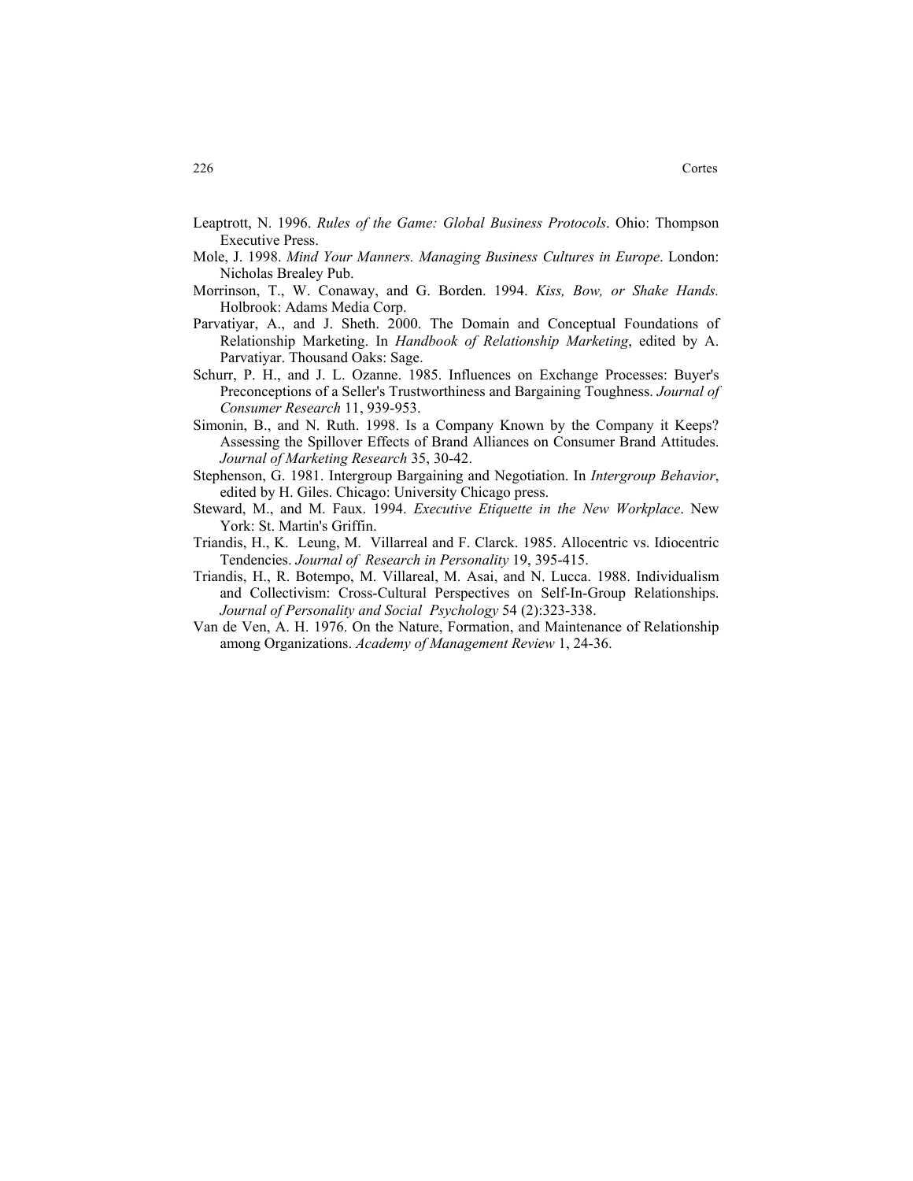Leaptrott, N. 1996. *Rules of the Game: Global Business Protocols*. Ohio: Thompson Executive Press.

Mole, J. 1998. *Mind Your Manners. Managing Business Cultures in Europe*. London: Nicholas Brealey Pub.

Morrinson, T., W. Conaway, and G. Borden. 1994. *Kiss, Bow, or Shake Hands.* Holbrook: Adams Media Corp.

Parvatiyar, A., and J. Sheth. 2000. The Domain and Conceptual Foundations of Relationship Marketing. In *Handbook of Relationship Marketing*, edited by A. Parvatiyar. Thousand Oaks: Sage.

Schurr, P. H., and J. L. Ozanne. 1985. Influences on Exchange Processes: Buyer's Preconceptions of a Seller's Trustworthiness and Bargaining Toughness. *Journal of Consumer Research* 11, 939-953.

Simonin, B., and N. Ruth. 1998. Is a Company Known by the Company it Keeps? Assessing the Spillover Effects of Brand Alliances on Consumer Brand Attitudes. *Journal of Marketing Research* 35, 30-42.

Stephenson, G. 1981. Intergroup Bargaining and Negotiation. In *Intergroup Behavior*, edited by H. Giles. Chicago: University Chicago press.

Steward, M., and M. Faux. 1994. *Executive Etiquette in the New Workplace*. New York: St. Martin's Griffin.

Triandis, H., K. Leung, M. Villarreal and F. Clarck. 1985. Allocentric vs. Idiocentric Tendencies. *Journal of Research in Personality* 19, 395-415.

Triandis, H., R. Botempo, M. Villareal, M. Asai, and N. Lucca. 1988. Individualism and Collectivism: Cross-Cultural Perspectives on Self-In-Group Relationships. *Journal of Personality and Social Psychology* 54 (2):323-338.

Van de Ven, A. H. 1976. On the Nature, Formation, and Maintenance of Relationship among Organizations. *Academy of Management Review* 1, 24-36.